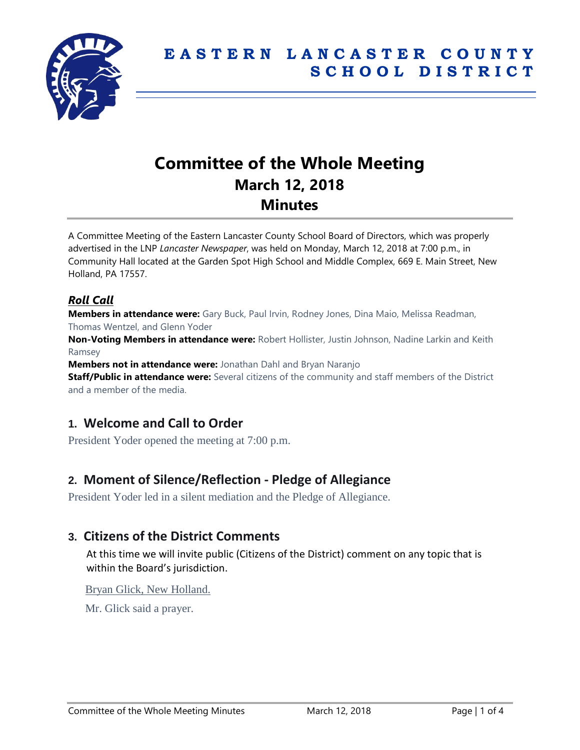# EASTERN LANCASTER COUNTY SCHOOL DISTRICT

# Committee of the Whole Meeting
## March 12, 2018
## Minutes

A Committee Meeting of the Eastern Lancaster County School Board of Directors, which was properly advertised in the LNP *Lancaster Newspaper*, was held on Monday, March 12, 2018 at 7:00 p.m., in Community Hall located at the Garden Spot High School and Middle Complex, 669 E. Main Street, New Holland, PA 17557.

### *Roll Call*

**Members in attendance were:** Gary Buck, Paul Irvin, Rodney Jones, Dina Maio, Melissa Readman, Thomas Wentzel, and Glenn Yoder

**Non-Voting Members in attendance were:** Robert Hollister, Justin Johnson, Nadine Larkin and Keith Ramsey

**Members not in attendance were:** Jonathan Dahl and Bryan Naranjo

**Staff/Public in attendance were:** Several citizens of the community and staff members of the District and a member of the media.

## 1. Welcome and Call to Order

President Yoder opened the meeting at 7:00 p.m.

## 2. Moment of Silence/Reflection - Pledge of Allegiance

President Yoder led in a silent mediation and the Pledge of Allegiance.

## 3. Citizens of the District Comments

At this time we will invite public (Citizens of the District) comment on any topic that is within the Board's jurisdiction.

Bryan Glick, New Holland.

Mr. Glick said a prayer.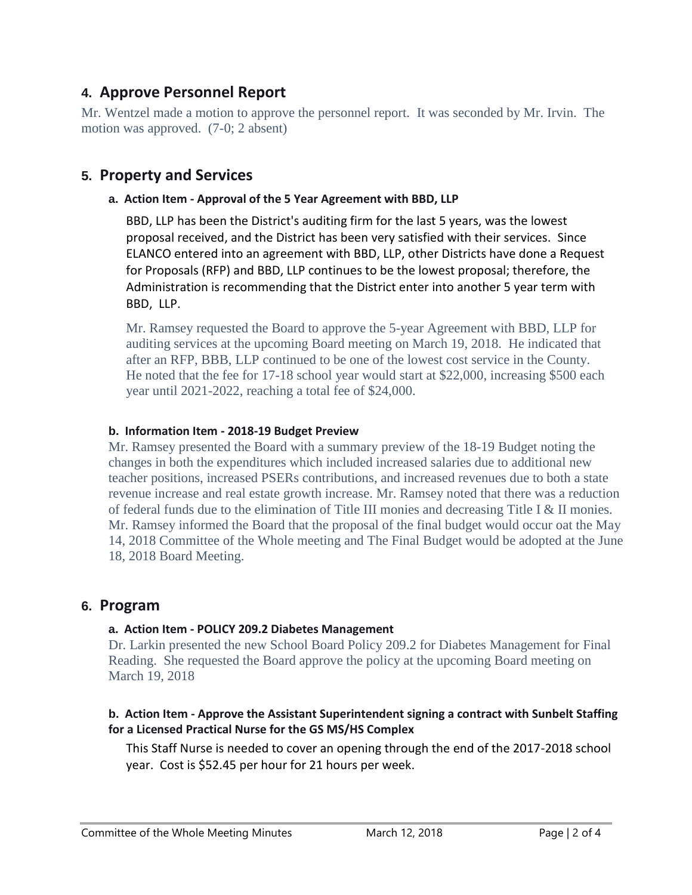## 4. Approve Personnel Report

Mr. Wentzel made a motion to approve the personnel report. It was seconded by Mr. Irvin. The motion was approved. (7-0; 2 absent)

## 5. Property and Services

### a. Action Item - Approval of the 5 Year Agreement with BBD, LLP

BBD, LLP has been the District's auditing firm for the last 5 years, was the lowest proposal received, and the District has been very satisfied with their services. Since ELANCO entered into an agreement with BBD, LLP, other Districts have done a Request for Proposals (RFP) and BBD, LLP continues to be the lowest proposal; therefore, the Administration is recommending that the District enter into another 5 year term with BBD, LLP.

Mr. Ramsey requested the Board to approve the 5-year Agreement with BBD, LLP for auditing services at the upcoming Board meeting on March 19, 2018. He indicated that after an RFP, BBB, LLP continued to be one of the lowest cost service in the County. He noted that the fee for 17-18 school year would start at $22,000, increasing $500 each year until 2021-2022, reaching a total fee of $24,000.

### b. Information Item - 2018-19 Budget Preview

Mr. Ramsey presented the Board with a summary preview of the 18-19 Budget noting the changes in both the expenditures which included increased salaries due to additional new teacher positions, increased PSERs contributions, and increased revenues due to both a state revenue increase and real estate growth increase. Mr. Ramsey noted that there was a reduction of federal funds due to the elimination of Title III monies and decreasing Title I & II monies. Mr. Ramsey informed the Board that the proposal of the final budget would occur oat the May 14, 2018 Committee of the Whole meeting and The Final Budget would be adopted at the June 18, 2018 Board Meeting.

## 6. Program

### a. Action Item - POLICY 209.2 Diabetes Management

Dr. Larkin presented the new School Board Policy 209.2 for Diabetes Management for Final Reading. She requested the Board approve the policy at the upcoming Board meeting on March 19, 2018

### b. Action Item - Approve the Assistant Superintendent signing a contract with Sunbelt Staffing for a Licensed Practical Nurse for the GS MS/HS Complex

This Staff Nurse is needed to cover an opening through the end of the 2017-2018 school year. Cost is $52.45 per hour for 21 hours per week.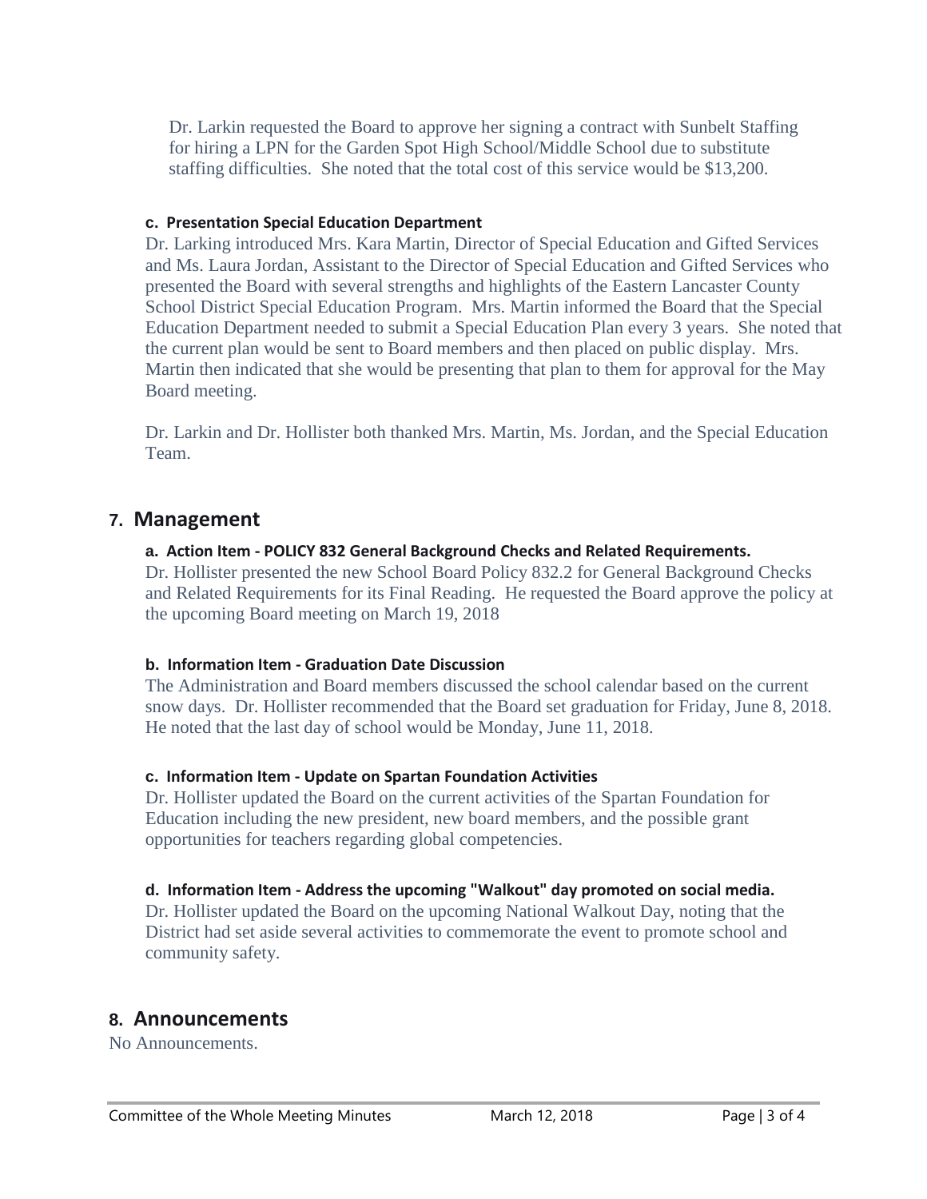Dr. Larkin requested the Board to approve her signing a contract with Sunbelt Staffing for hiring a LPN for the Garden Spot High School/Middle School due to substitute staffing difficulties. She noted that the total cost of this service would be $13,200.

### c. Presentation Special Education Department

Dr. Larking introduced Mrs. Kara Martin, Director of Special Education and Gifted Services and Ms. Laura Jordan, Assistant to the Director of Special Education and Gifted Services who presented the Board with several strengths and highlights of the Eastern Lancaster County School District Special Education Program. Mrs. Martin informed the Board that the Special Education Department needed to submit a Special Education Plan every 3 years. She noted that the current plan would be sent to Board members and then placed on public display. Mrs. Martin then indicated that she would be presenting that plan to them for approval for the May Board meeting.

Dr. Larkin and Dr. Hollister both thanked Mrs. Martin, Ms. Jordan, and the Special Education Team.

## 7. Management

### a. Action Item - POLICY 832 General Background Checks and Related Requirements.

Dr. Hollister presented the new School Board Policy 832.2 for General Background Checks and Related Requirements for its Final Reading. He requested the Board approve the policy at the upcoming Board meeting on March 19, 2018

### b. Information Item - Graduation Date Discussion

The Administration and Board members discussed the school calendar based on the current snow days. Dr. Hollister recommended that the Board set graduation for Friday, June 8, 2018. He noted that the last day of school would be Monday, June 11, 2018.

### c. Information Item - Update on Spartan Foundation Activities

Dr. Hollister updated the Board on the current activities of the Spartan Foundation for Education including the new president, new board members, and the possible grant opportunities for teachers regarding global competencies.

### d. Information Item - Address the upcoming "Walkout" day promoted on social media.

Dr. Hollister updated the Board on the upcoming National Walkout Day, noting that the District had set aside several activities to commemorate the event to promote school and community safety.

## 8. Announcements

No Announcements.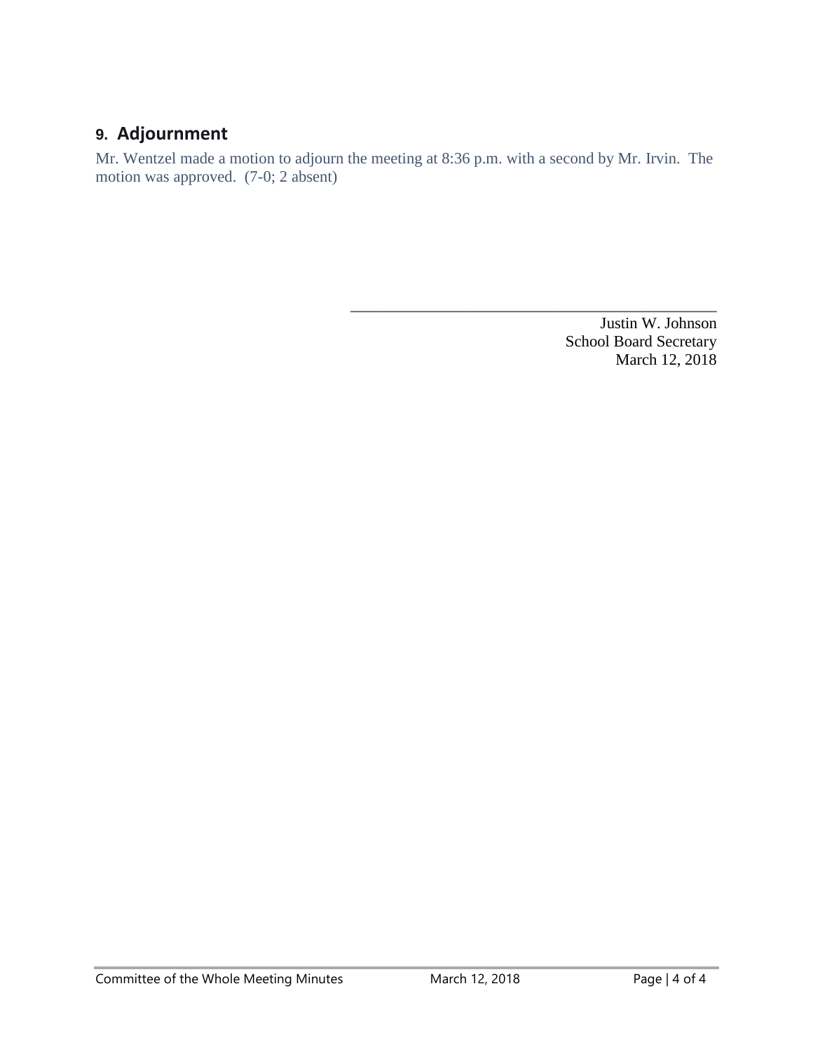## 9. Adjournment

Mr. Wentzel made a motion to adjourn the meeting at 8:36 p.m. with a second by Mr. Irvin. The motion was approved. (7-0; 2 absent)

\_\_\_\_\_\_\_\_\_\_\_\_\_\_\_\_\_\_\_\_\_\_\_\_\_\_\_\_\_\_\_\_\_\_\_\_\_\_\_\_\_\_\_\_

Justin W. Johnson
School Board Secretary
March 12, 2018